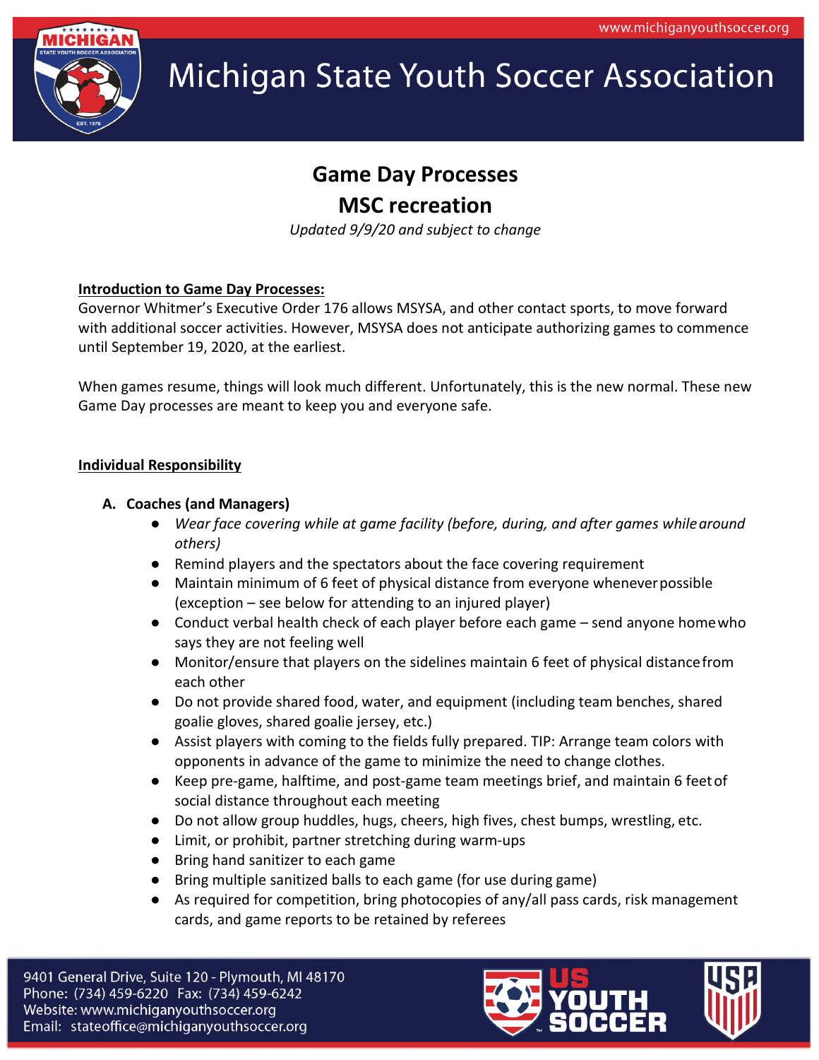# Michigan State Youth Soccer Association

## Game Day Processes
## MSC recreation

*Updated 9/9/20 and subject to change*

**Introduction to Game Day Processes:**

Governor Whitmer's Executive Order 176 allows MSYSA, and other contact sports, to move forward with additional soccer activities. However, MSYSA does not anticipate authorizing games to commence until September 19, 2020, at the earliest.

When games resume, things will look much different. Unfortunately, this is the new normal. These new Game Day processes are meant to keep you and everyone safe.

**Individual Responsibility**

**A. Coaches (and Managers)**

- *Wear face covering while at game facility (before, during, and after games while around others)*
- Remind players and the spectators about the face covering requirement
- Maintain minimum of 6 feet of physical distance from everyone whenever possible (exception – see below for attending to an injured player)
- Conduct verbal health check of each player before each game – send anyone home who says they are not feeling well
- Monitor/ensure that players on the sidelines maintain 6 feet of physical distance from each other
- Do not provide shared food, water, and equipment (including team benches, shared goalie gloves, shared goalie jersey, etc.)
- Assist players with coming to the fields fully prepared. TIP: Arrange team colors with opponents in advance of the game to minimize the need to change clothes.
- Keep pre-game, halftime, and post-game team meetings brief, and maintain 6 feet of social distance throughout each meeting
- Do not allow group huddles, hugs, cheers, high fives, chest bumps, wrestling, etc.
- Limit, or prohibit, partner stretching during warm-ups
- Bring hand sanitizer to each game
- Bring multiple sanitized balls to each game (for use during game)
- As required for competition, bring photocopies of any/all pass cards, risk management cards, and game reports to be retained by referees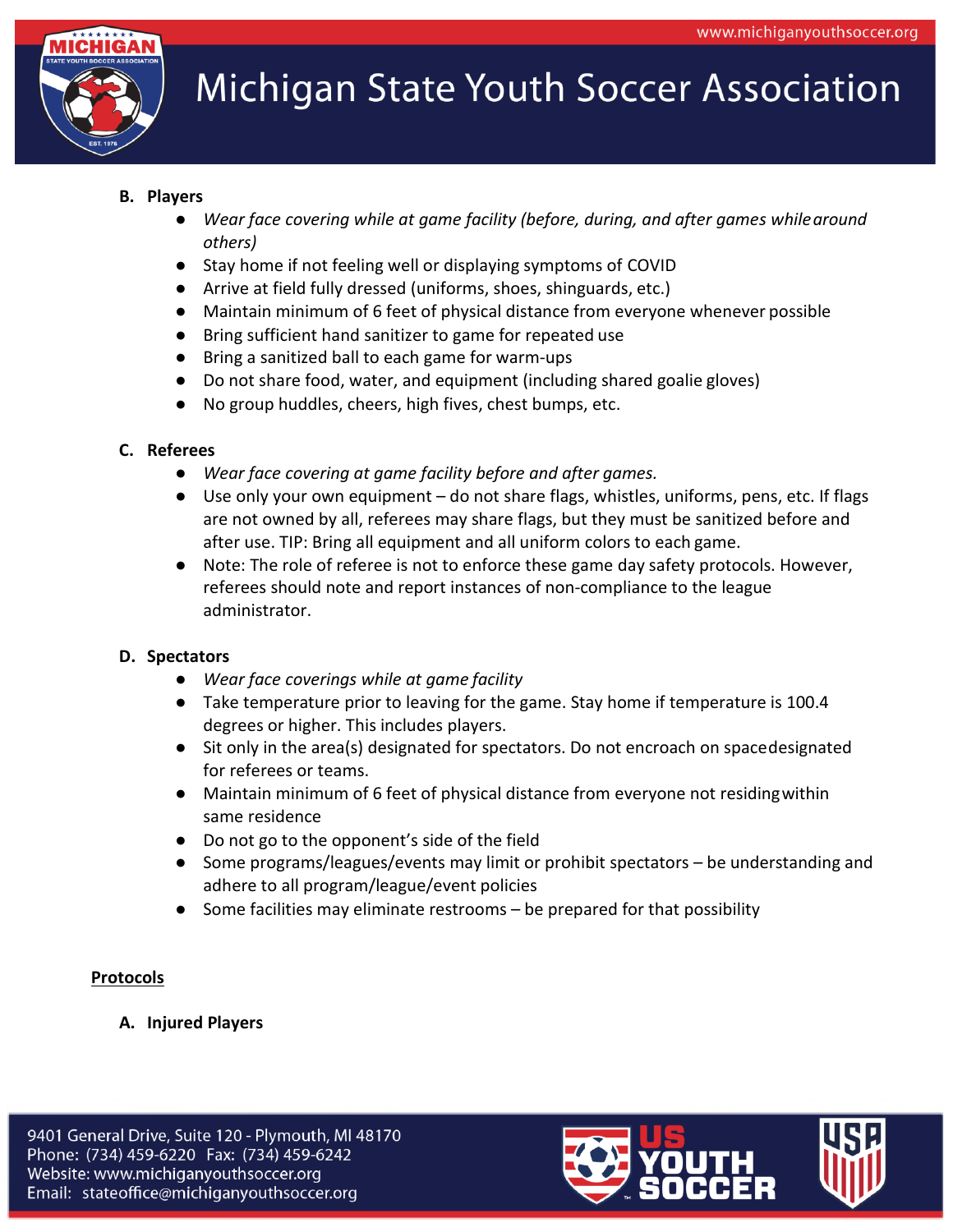### B. Players

- *Wear face covering while at game facility (before, during, and after games while around others)*
- Stay home if not feeling well or displaying symptoms of COVID
- Arrive at field fully dressed (uniforms, shoes, shinguards, etc.)
- Maintain minimum of 6 feet of physical distance from everyone whenever possible
- Bring sufficient hand sanitizer to game for repeated use
- Bring a sanitized ball to each game for warm-ups
- Do not share food, water, and equipment (including shared goalie gloves)
- No group huddles, cheers, high fives, chest bumps, etc.

### C. Referees

- *Wear face covering at game facility before and after games.*
- Use only your own equipment – do not share flags, whistles, uniforms, pens, etc. If flags are not owned by all, referees may share flags, but they must be sanitized before and after use. TIP: Bring all equipment and all uniform colors to each game.
- Note: The role of referee is not to enforce these game day safety protocols. However, referees should note and report instances of non-compliance to the league administrator.

### D. Spectators

- *Wear face coverings while at game facility*
- Take temperature prior to leaving for the game. Stay home if temperature is 100.4 degrees or higher. This includes players.
- Sit only in the area(s) designated for spectators. Do not encroach on space designated for referees or teams.
- Maintain minimum of 6 feet of physical distance from everyone not residing within same residence
- Do not go to the opponent's side of the field
- Some programs/leagues/events may limit or prohibit spectators – be understanding and adhere to all program/league/event policies
- Some facilities may eliminate restrooms – be prepared for that possibility

## Protocols

### A. Injured Players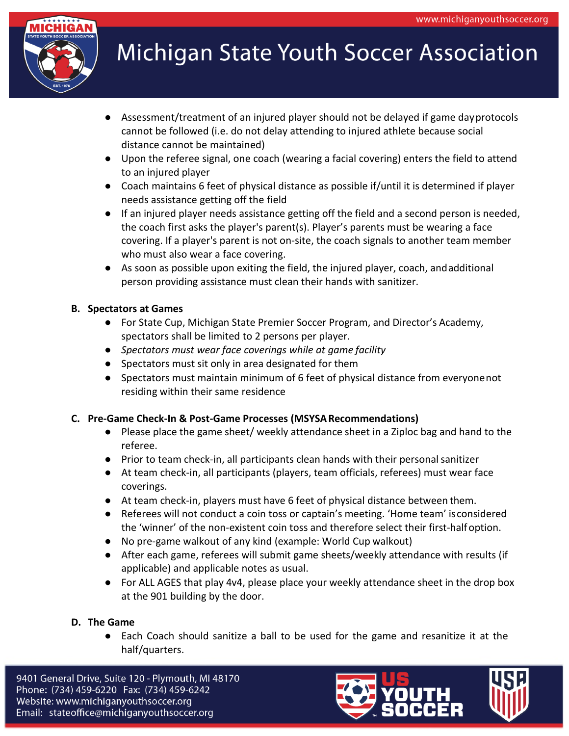- Assessment/treatment of an injured player should not be delayed if game day protocols cannot be followed (i.e. do not delay attending to injured athlete because social distance cannot be maintained)
- Upon the referee signal, one coach (wearing a facial covering) enters the field to attend to an injured player
- Coach maintains 6 feet of physical distance as possible if/until it is determined if player needs assistance getting off the field
- If an injured player needs assistance getting off the field and a second person is needed, the coach first asks the player's parent(s). Player's parents must be wearing a face covering. If a player's parent is not on-site, the coach signals to another team member who must also wear a face covering.
- As soon as possible upon exiting the field, the injured player, coach, and additional person providing assistance must clean their hands with sanitizer.

**B. Spectators at Games**

- For State Cup, Michigan State Premier Soccer Program, and Director's Academy, spectators shall be limited to 2 persons per player.
- *Spectators must wear face coverings while at game facility*
- Spectators must sit only in area designated for them
- Spectators must maintain minimum of 6 feet of physical distance from everyone not residing within their same residence

**C. Pre-Game Check-In & Post-Game Processes (MSYSA Recommendations)**

- Please place the game sheet/ weekly attendance sheet in a Ziploc bag and hand to the referee.
- Prior to team check-in, all participants clean hands with their personal sanitizer
- At team check-in, all participants (players, team officials, referees) must wear face coverings.
- At team check-in, players must have 6 feet of physical distance between them.
- Referees will not conduct a coin toss or captain's meeting. 'Home team' is considered the 'winner' of the non-existent coin toss and therefore select their first-half option.
- No pre-game walkout of any kind (example: World Cup walkout)
- After each game, referees will submit game sheets/weekly attendance with results (if applicable) and applicable notes as usual.
- For ALL AGES that play 4v4, please place your weekly attendance sheet in the drop box at the 901 building by the door.

**D. The Game**

- Each Coach should sanitize a ball to be used for the game and resanitize it at the half/quarters.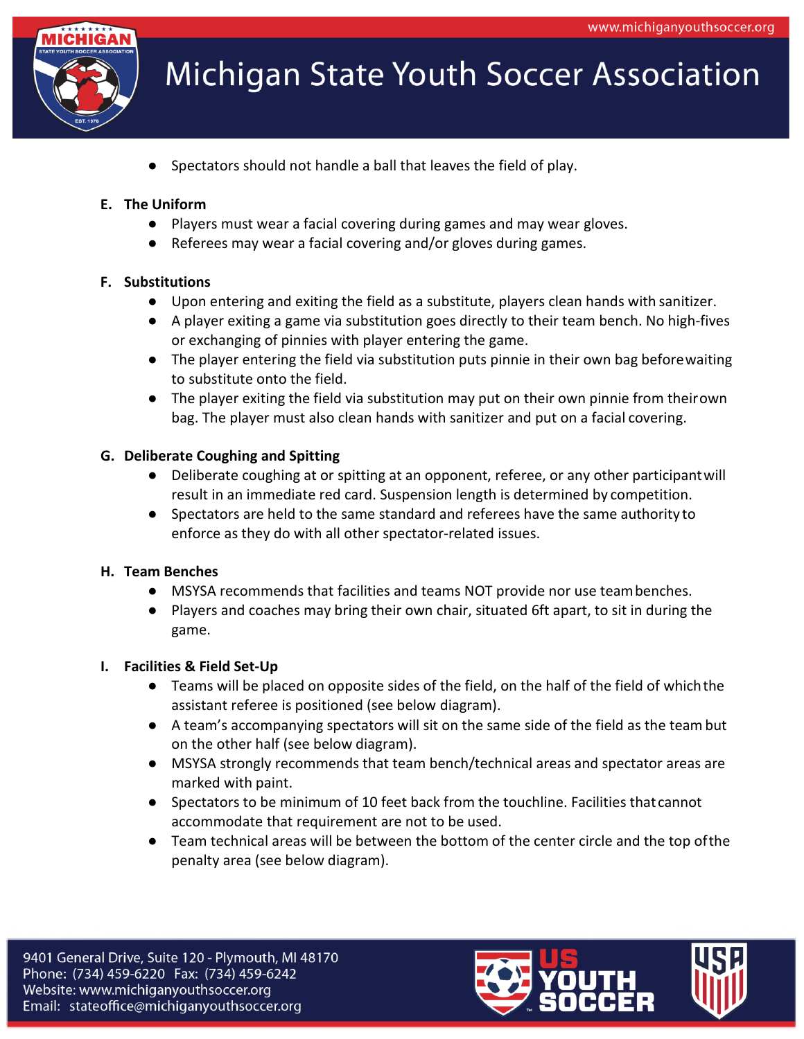- Spectators should not handle a ball that leaves the field of play.

**E. The Uniform**

- Players must wear a facial covering during games and may wear gloves.
- Referees may wear a facial covering and/or gloves during games.

**F. Substitutions**

- Upon entering and exiting the field as a substitute, players clean hands with sanitizer.
- A player exiting a game via substitution goes directly to their team bench. No high-fives or exchanging of pinnies with player entering the game.
- The player entering the field via substitution puts pinnie in their own bag before waiting to substitute onto the field.
- The player exiting the field via substitution may put on their own pinnie from their own bag. The player must also clean hands with sanitizer and put on a facial covering.

**G. Deliberate Coughing and Spitting**

- Deliberate coughing at or spitting at an opponent, referee, or any other participant will result in an immediate red card. Suspension length is determined by competition.
- Spectators are held to the same standard and referees have the same authority to enforce as they do with all other spectator-related issues.

**H. Team Benches**

- MSYSA recommends that facilities and teams NOT provide nor use team benches.
- Players and coaches may bring their own chair, situated 6ft apart, to sit in during the game.

**I. Facilities & Field Set-Up**

- Teams will be placed on opposite sides of the field, on the half of the field of which the assistant referee is positioned (see below diagram).
- A team's accompanying spectators will sit on the same side of the field as the team but on the other half (see below diagram).
- MSYSA strongly recommends that team bench/technical areas and spectator areas are marked with paint.
- Spectators to be minimum of 10 feet back from the touchline. Facilities that cannot accommodate that requirement are not to be used.
- Team technical areas will be between the bottom of the center circle and the top of the penalty area (see below diagram).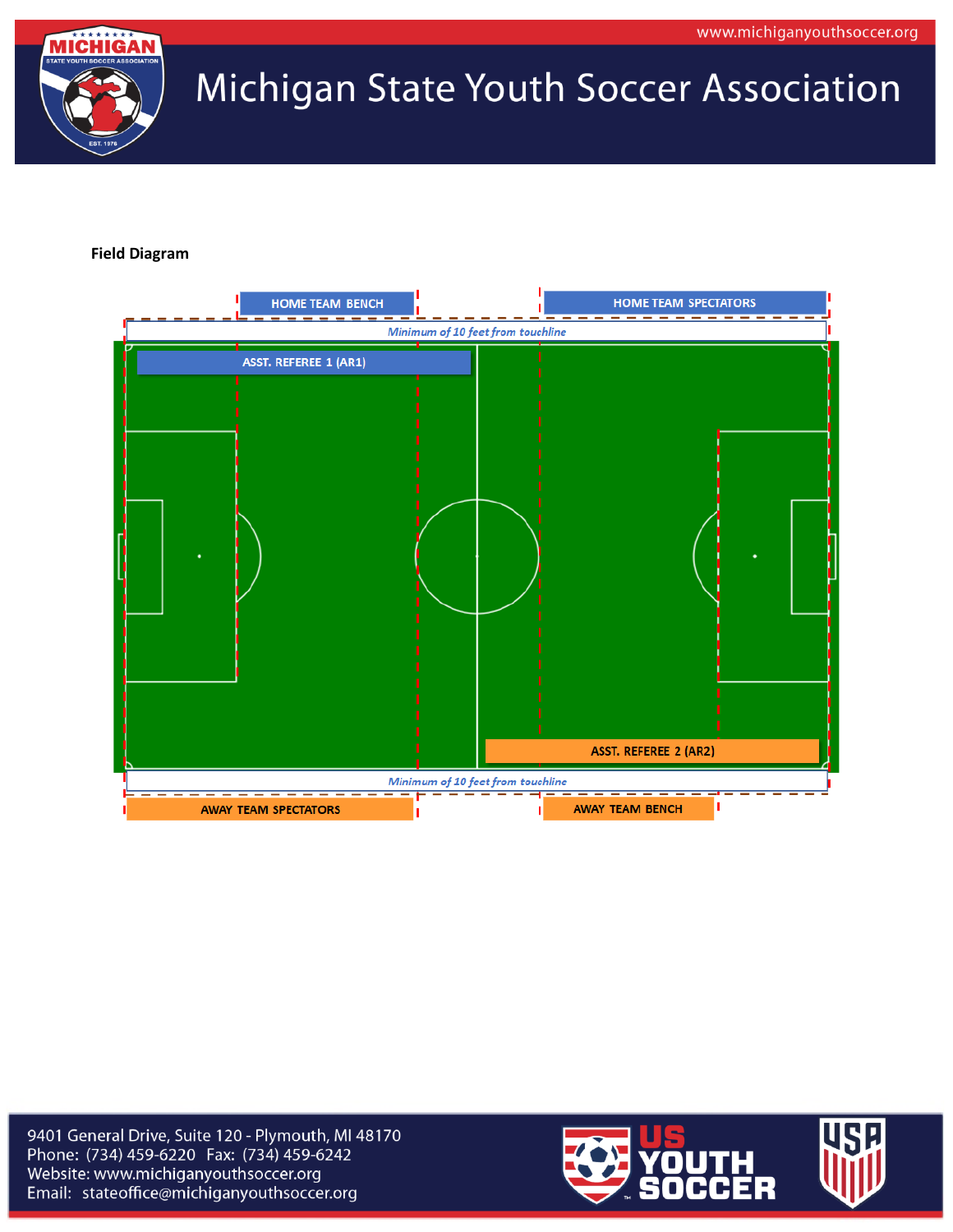**Field Diagram**

HOME TEAM BENCH

HOME TEAM SPECTATORS

*Minimum of 10 feet from touchline*

ASST. REFEREE 1 (AR1)

ASST. REFEREE 2 (AR2)

*Minimum of 10 feet from touchline*

AWAY TEAM SPECTATORS

AWAY TEAM BENCH